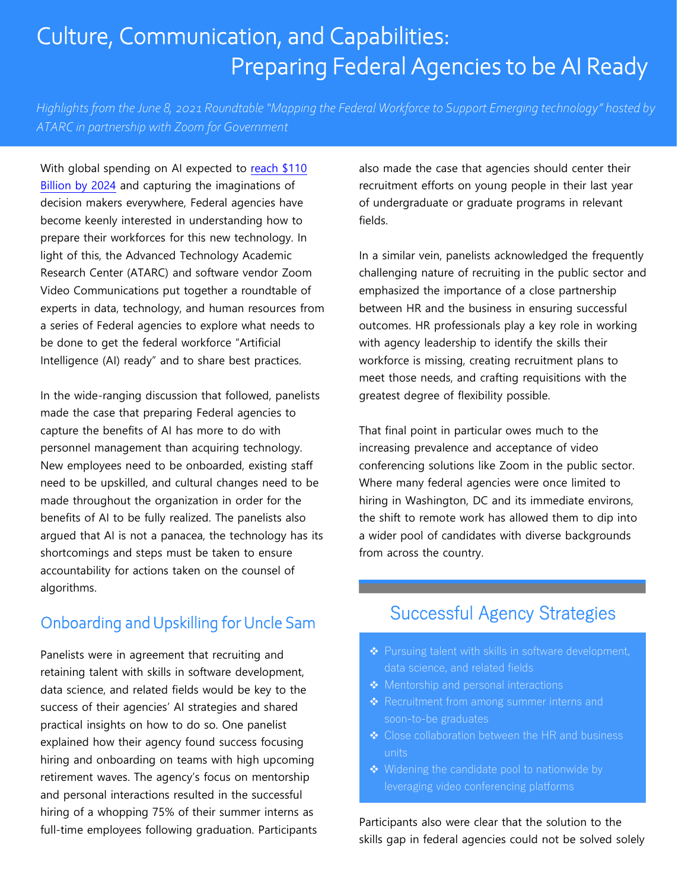# Culture, Communication, and Capabilities: Preparing Federal Agencies to be AI Ready

*Highlights from the June 8, 2021 Roundtable "Mapping the Federal Workforce to Support Emerging technology" hosted by ATARC in partnership with Zoom for Government*

With global spending on AI expected to reach $110 Billion by 2024 and capturing the imaginations of decision makers everywhere, Federal agencies have become keenly interested in understanding how to prepare their workforces for this new technology. In light of this, the Advanced Technology Academic Research Center (ATARC) and software vendor Zoom Video Communications put together a roundtable of experts in data, technology, and human resources from a series of Federal agencies to explore what needs to be done to get the federal workforce "Artificial Intelligence (AI) ready" and to share best practices.

In the wide-ranging discussion that followed, panelists made the case that preparing Federal agencies to capture the benefits of AI has more to do with personnel management than acquiring technology. New employees need to be onboarded, existing staff need to be upskilled, and cultural changes need to be made throughout the organization in order for the benefits of AI to be fully realized. The panelists also argued that AI is not a panacea, the technology has its shortcomings and steps must be taken to ensure accountability for actions taken on the counsel of algorithms.

## Onboarding and Upskilling for Uncle Sam

Panelists were in agreement that recruiting and retaining talent with skills in software development, data science, and related fields would be key to the success of their agencies' AI strategies and shared practical insights on how to do so. One panelist explained how their agency found success focusing hiring and onboarding on teams with high upcoming retirement waves. The agency's focus on mentorship and personal interactions resulted in the successful hiring of a whopping 75% of their summer interns as full-time employees following graduation. Participants also made the case that agencies should center their recruitment efforts on young people in their last year of undergraduate or graduate programs in relevant fields.

In a similar vein, panelists acknowledged the frequently challenging nature of recruiting in the public sector and emphasized the importance of a close partnership between HR and the business in ensuring successful outcomes. HR professionals play a key role in working with agency leadership to identify the skills their workforce is missing, creating recruitment plans to meet those needs, and crafting requisitions with the greatest degree of flexibility possible.

That final point in particular owes much to the increasing prevalence and acceptance of video conferencing solutions like Zoom in the public sector. Where many federal agencies were once limited to hiring in Washington, DC and its immediate environs, the shift to remote work has allowed them to dip into a wider pool of candidates with diverse backgrounds from across the country.

## Successful Agency Strategies

- Pursuing talent with skills in software development, data science, and related fields
- Mentorship and personal interactions
- Recruitment from among summer interns and soon-to-be graduates
- Close collaboration between the HR and business units
- Widening the candidate pool to nationwide by leveraging video conferencing platforms

Participants also were clear that the solution to the skills gap in federal agencies could not be solved solely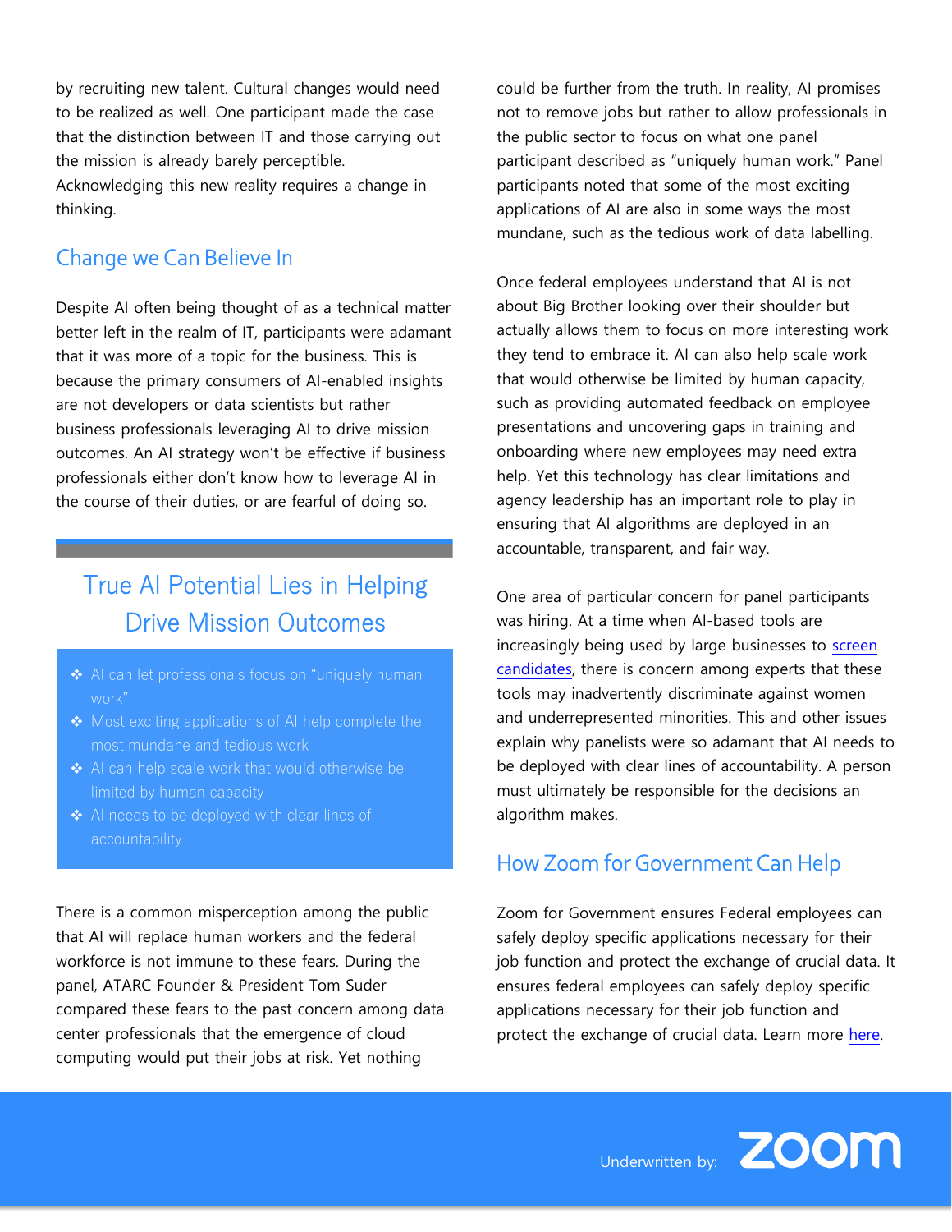by recruiting new talent. Cultural changes would need to be realized as well. One participant made the case that the distinction between IT and those carrying out the mission is already barely perceptible. Acknowledging this new reality requires a change in thinking.

## Change we Can Believe In

Despite AI often being thought of as a technical matter better left in the realm of IT, participants were adamant that it was more of a topic for the business. This is because the primary consumers of AI-enabled insights are not developers or data scientists but rather business professionals leveraging AI to drive mission outcomes. An AI strategy won't be effective if business professionals either don't know how to leverage AI in the course of their duties, or are fearful of doing so.

## True AI Potential Lies in Helping Drive Mission Outcomes

- AI can let professionals focus on "uniquely human work"
- Most exciting applications of AI help complete the most mundane and tedious work
- AI can help scale work that would otherwise be limited by human capacity
- AI needs to be deployed with clear lines of accountability

There is a common misperception among the public that AI will replace human workers and the federal workforce is not immune to these fears. During the panel, ATARC Founder & President Tom Suder compared these fears to the past concern among data center professionals that the emergence of cloud computing would put their jobs at risk. Yet nothing could be further from the truth. In reality, AI promises not to remove jobs but rather to allow professionals in the public sector to focus on what one panel participant described as "uniquely human work." Panel participants noted that some of the most exciting applications of AI are also in some ways the most mundane, such as the tedious work of data labelling.

Once federal employees understand that AI is not about Big Brother looking over their shoulder but actually allows them to focus on more interesting work they tend to embrace it. AI can also help scale work that would otherwise be limited by human capacity, such as providing automated feedback on employee presentations and uncovering gaps in training and onboarding where new employees may need extra help. Yet this technology has clear limitations and agency leadership has an important role to play in ensuring that AI algorithms are deployed in an accountable, transparent, and fair way.

One area of particular concern for panel participants was hiring. At a time when AI-based tools are increasingly being used by large businesses to screen candidates, there is concern among experts that these tools may inadvertently discriminate against women and underrepresented minorities. This and other issues explain why panelists were so adamant that AI needs to be deployed with clear lines of accountability. A person must ultimately be responsible for the decisions an algorithm makes.

## How Zoom for Government Can Help

Zoom for Government ensures Federal employees can safely deploy specific applications necessary for their job function and protect the exchange of crucial data. It ensures federal employees can safely deploy specific applications necessary for their job function and protect the exchange of crucial data. Learn more here.

Underwritten by: zoom